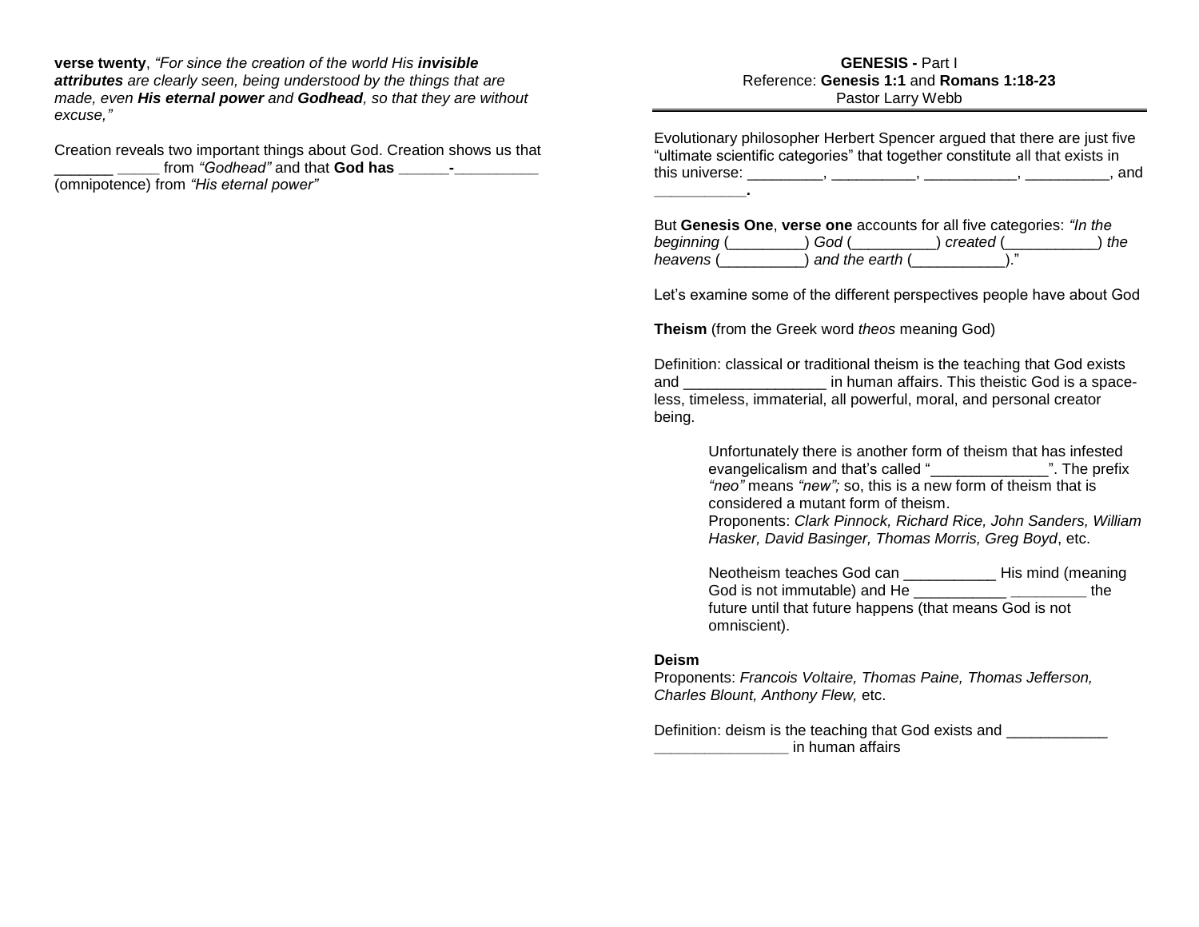**verse twenty**, *"For since the creation of the world His **invisible attributes** are clearly seen, being understood by the things that are made, even **His eternal power** and **Godhead**, so that they are without excuse,"*

Creation reveals two important things about God. Creation shows us that _______ _____ from *"Godhead"* and that **God has ______-__________** (omnipotence) from *"His eternal power"*

# GENESIS - Part I

Reference: **Genesis 1:1** and **Romans 1:18-23**
Pastor Larry Webb

Evolutionary philosopher Herbert Spencer argued that there are just five "ultimate scientific categories" that together constitute all that exists in this universe: _________, __________, ___________, __________, and ___________.

But **Genesis One**, **verse one** accounts for all five categories: *"In the beginning* (_________) *God* (__________) *created* (___________) *the heavens* (__________) *and the earth* (___________)."

Let's examine some of the different perspectives people have about God

**Theism** (from the Greek word *theos* meaning God)

Definition: classical or traditional theism is the teaching that God exists and _________________ in human affairs. This theistic God is a space-less, timeless, immaterial, all powerful, moral, and personal creator being.

> Unfortunately there is another form of theism that has infested evangelicalism and that's called "______________". The prefix *"neo"* means *"new";* so, this is a new form of theism that is considered a mutant form of theism.
> Proponents: *Clark Pinnock, Richard Rice, John Sanders, William Hasker, David Basinger, Thomas Morris, Greg Boyd*, etc.
>
> Neotheism teaches God can ___________ His mind (meaning God is not immutable) and He ___________ _________ the future until that future happens (that means God is not omniscient).

**Deism**

Proponents: *Francois Voltaire, Thomas Paine, Thomas Jefferson, Charles Blount, Anthony Flew,* etc.

Definition: deism is the teaching that God exists and ____________ ________________ in human affairs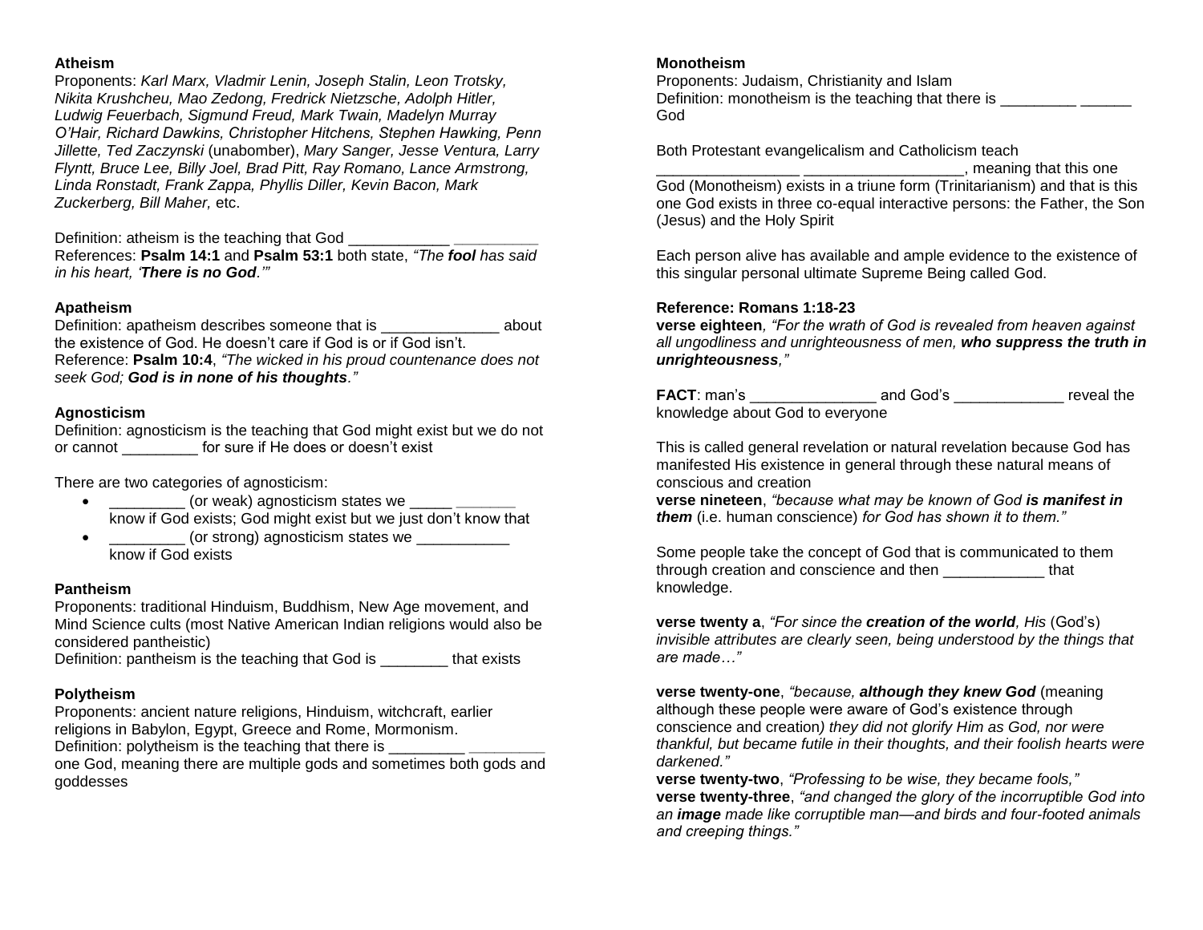**Atheism**

Proponents: *Karl Marx, Vladmir Lenin, Joseph Stalin, Leon Trotsky, Nikita Krushcheu, Mao Zedong, Fredrick Nietzsche, Adolph Hitler, Ludwig Feuerbach, Sigmund Freud, Mark Twain, Madelyn Murray O'Hair, Richard Dawkins, Christopher Hitchens, Stephen Hawking, Penn Jillette, Ted Zaczynski* (unabomber), *Mary Sanger, Jesse Ventura, Larry Flyntt, Bruce Lee, Billy Joel, Brad Pitt, Ray Romano, Lance Armstrong, Linda Ronstadt, Frank Zappa, Phyllis Diller, Kevin Bacon, Mark Zuckerberg, Bill Maher,* etc.

Definition: atheism is the teaching that God ___________ _________

References: **Psalm 14:1** and **Psalm 53:1** both state, *"The **fool** has said in his heart, '**There is no God**.'"*

**Apatheism**

Definition: apatheism describes someone that is _____________ about the existence of God. He doesn't care if God is or if God isn't.

Reference: **Psalm 10:4**, *"The wicked in his proud countenance does not seek God; **God is in none of his thoughts**."*

**Agnosticism**

Definition: agnosticism is the teaching that God might exist but we do not or cannot _________ for sure if He does or doesn't exist

There are two categories of agnosticism:

- _________ (or weak) agnosticism states we _____ ______ know if God exists; God might exist but we just don't know that
- _________ (or strong) agnosticism states we ___________ know if God exists

**Pantheism**

Proponents: traditional Hinduism, Buddhism, New Age movement, and Mind Science cults (most Native American Indian religions would also be considered pantheistic)

Definition: pantheism is the teaching that God is ________ that exists

**Polytheism**

Proponents: ancient nature religions, Hinduism, witchcraft, earlier religions in Babylon, Egypt, Greece and Rome, Mormonism.

Definition: polytheism is the teaching that there is _________ ________ one God, meaning there are multiple gods and sometimes both gods and goddesses

**Monotheism**

Proponents: Judaism, Christianity and Islam

Definition: monotheism is the teaching that there is _________ ______ God

Both Protestant evangelicalism and Catholicism teach ________________ __________________, meaning that this one God (Monotheism) exists in a triune form (Trinitarianism) and that is this one God exists in three co-equal interactive persons: the Father, the Son (Jesus) and the Holy Spirit

Each person alive has available and ample evidence to the existence of this singular personal ultimate Supreme Being called God.

**Reference: Romans 1:18-23**

**verse eighteen**, *"For the wrath of God is revealed from heaven against all ungodliness and unrighteousness of men, **who suppress the truth in unrighteousness**,"*

**FACT**: man's _______________ and God's _____________ reveal the knowledge about God to everyone

This is called general revelation or natural revelation because God has manifested His existence in general through these natural means of conscious and creation

**verse nineteen**, *"because what may be known of God **is manifest in them*** (i.e. human conscience) *for God has shown it to them."*

Some people take the concept of God that is communicated to them through creation and conscience and then ____________ that knowledge.

**verse twenty a**, *"For since the **creation of the world**, His* (God's) *invisible attributes are clearly seen, being understood by the things that are made…"*

**verse twenty-one**, *"because, **although they knew God*** (meaning although these people were aware of God's existence through conscience and creation*) they did not glorify Him as God, nor were thankful, but became futile in their thoughts, and their foolish hearts were darkened."*

**verse twenty-two**, *"Professing to be wise, they became fools,"*

**verse twenty-three**, *"and changed the glory of the incorruptible God into an **image** made like corruptible man—and birds and four-footed animals and creeping things."*